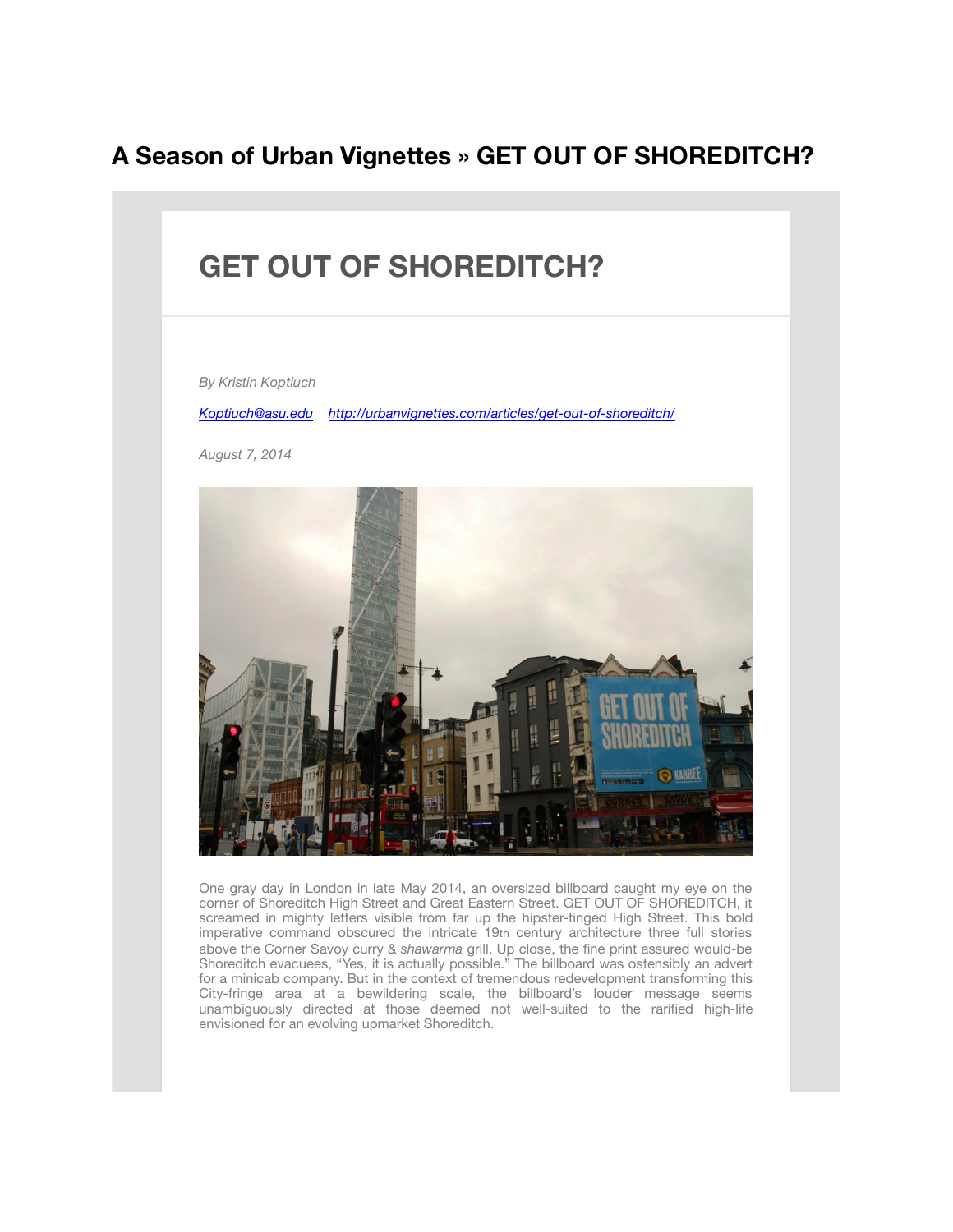# A Season of Urban Vignettes » GET OUT OF SHOREDITCH?

## GET OUT OF SHOREDITCH?

*By Kristin Koptiuch*

*Koptiuch@asu.edu* *http://urbanvignettes.com/articles/get-out-of-shoreditch/*

*August 7, 2014*

One gray day in London in late May 2014, an oversized billboard caught my eye on the corner of Shoreditch High Street and Great Eastern Street. GET OUT OF SHOREDITCH, it screamed in mighty letters visible from far up the hipster-tinged High Street. This bold imperative command obscured the intricate 19th century architecture three full stories above the Corner Savoy curry & *shawarma* grill. Up close, the fine print assured would-be Shoreditch evacuees, "Yes, it is actually possible." The billboard was ostensibly an advert for a minicab company. But in the context of tremendous redevelopment transforming this City-fringe area at a bewildering scale, the billboard's louder message seems unambiguously directed at those deemed not well-suited to the rarified high-life envisioned for an evolving upmarket Shoreditch.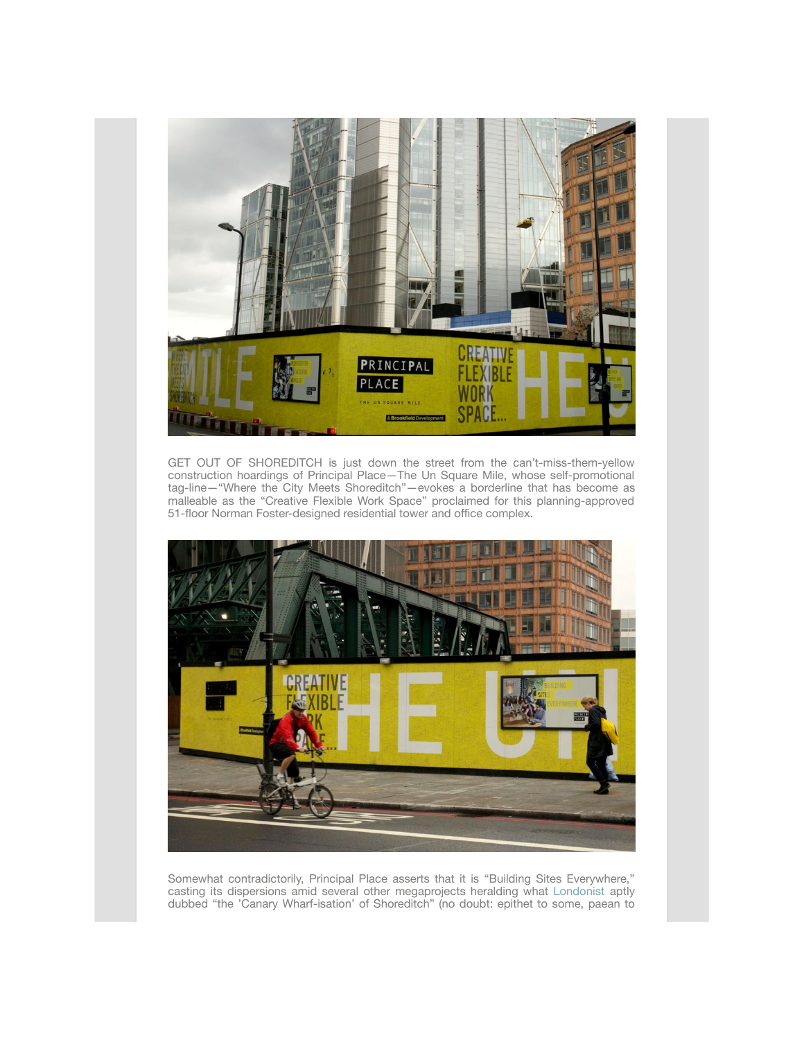GET OUT OF SHOREDITCH is just down the street from the can't-miss-them-yellow construction hoardings of Principal Place—The Un Square Mile, whose self-promotional tag-line—"Where the City Meets Shoreditch"—evokes a borderline that has become as malleable as the "Creative Flexible Work Space" proclaimed for this planning-approved 51-floor Norman Foster-designed residential tower and office complex.

Somewhat contradictorily, Principal Place asserts that it is "Building Sites Everywhere," casting its dispersions amid several other megaprojects heralding what Londonist aptly dubbed "the 'Canary Wharf-isation' of Shoreditch" (no doubt: epithet to some, paean to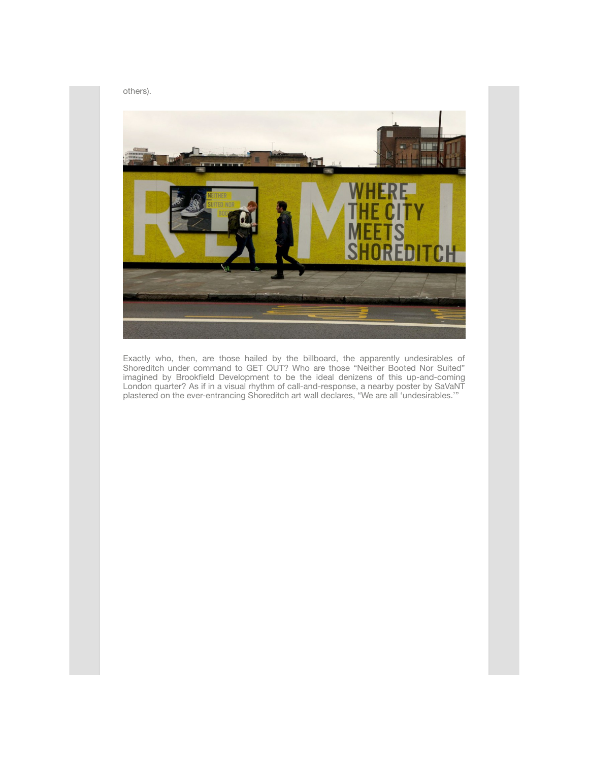others).

Exactly who, then, are those hailed by the billboard, the apparently undesirables of Shoreditch under command to GET OUT? Who are those “Neither Booted Nor Suited” imagined by Brookfield Development to be the ideal denizens of this up-and-coming London quarter? As if in a visual rhythm of call-and-response, a nearby poster by SaVaNT plastered on the ever-entrancing Shoreditch art wall declares, “We are all ‘undesirables.’”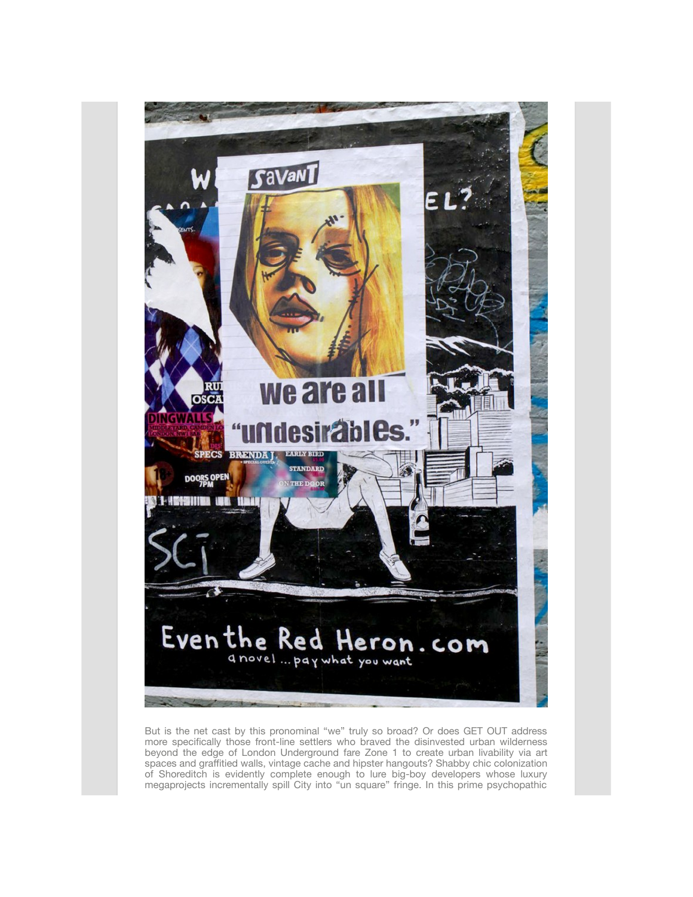But is the net cast by this pronominal “we” truly so broad? Or does GET OUT address more specifically those front-line settlers who braved the disinvested urban wilderness beyond the edge of London Underground fare Zone 1 to create urban livability via art spaces and graffitied walls, vintage cache and hipster hangouts? Shabby chic colonization of Shoreditch is evidently complete enough to lure big-boy developers whose luxury megaprojects incrementally spill City into “un square” fringe. In this prime psychopathic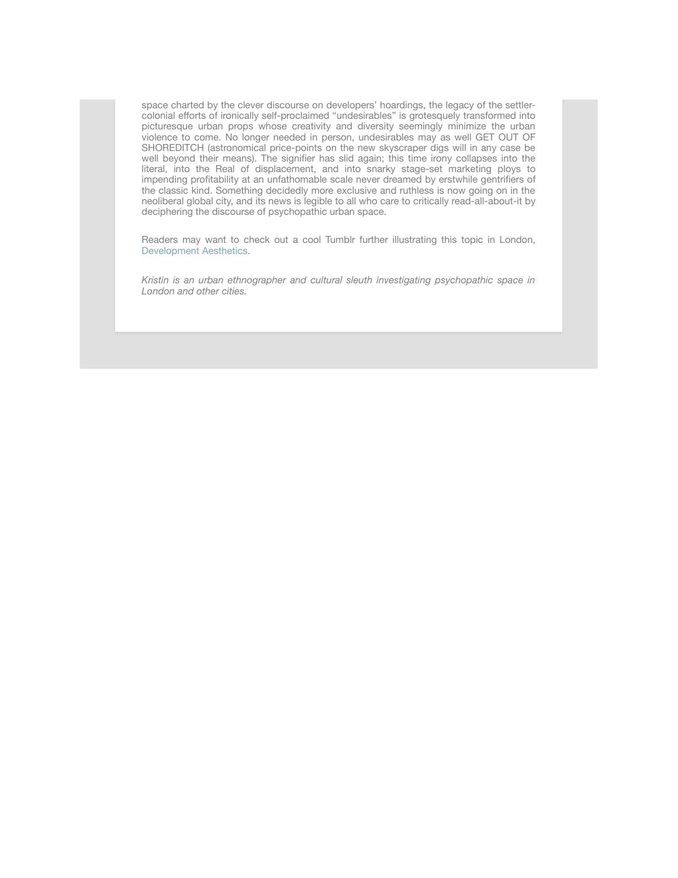space charted by the clever discourse on developers' hoardings, the legacy of the settler-colonial efforts of ironically self-proclaimed "undesirables" is grotesquely transformed into picturesque urban props whose creativity and diversity seemingly minimize the urban violence to come. No longer needed in person, undesirables may as well GET OUT OF SHOREDITCH (astronomical price-points on the new skyscraper digs will in any case be well beyond their means). The signifier has slid again; this time irony collapses into the literal, into the Real of displacement, and into snarky stage-set marketing ploys to impending profitability at an unfathomable scale never dreamed by erstwhile gentrifiers of the classic kind. Something decidedly more exclusive and ruthless is now going on in the neoliberal global city, and its news is legible to all who care to critically read-all-about-it by deciphering the discourse of psychopathic urban space.

Readers may want to check out a cool Tumblr further illustrating this topic in London, Development Aesthetics.

*Kristin is an urban ethnographer and cultural sleuth investigating psychopathic space in London and other cities.*